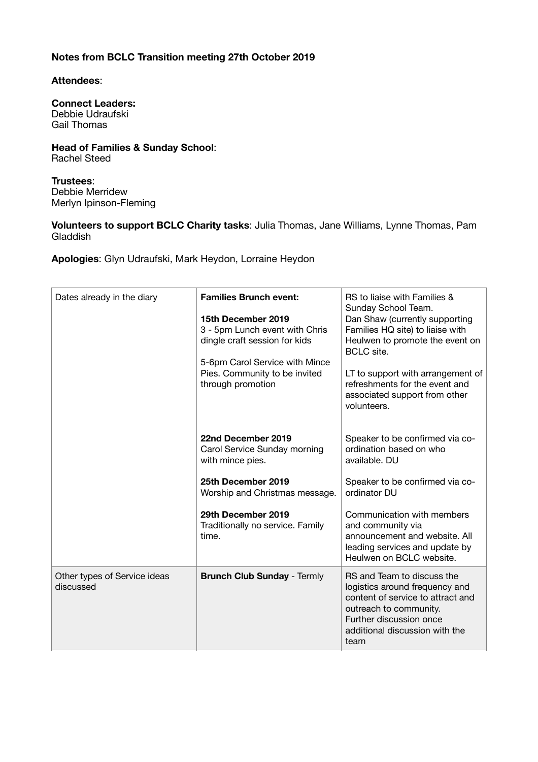**Notes from BCLC Transition meeting 27th October 2019**

**Attendees**:

**Connect Leaders:**
Debbie Udraufski
Gail Thomas

**Head of Families & Sunday School**:
Rachel Steed

**Trustees**:
Debbie Merridew
Merlyn Ipinson-Fleming

**Volunteers to support BCLC Charity tasks**: Julia Thomas, Jane Williams, Lynne Thomas, Pam Gladdish

**Apologies**: Glyn Udraufski, Mark Heydon, Lorraine Heydon

| | | |
|---|---|---|
| Dates already in the diary | **Families Brunch event:**<br><br>**15th December 2019**<br>3 - 5pm Lunch event with Chris dingle craft session for kids<br><br>5-6pm Carol Service with Mince Pies. Community to be invited through promotion | RS to liaise with Families & Sunday School Team.<br>Dan Shaw (currently supporting Families HQ site) to liaise with Heulwen to promote the event on BCLC site.<br><br>LT to support with arrangement of refreshments for the event and associated support from other volunteers. |
| | **22nd December 2019**<br>Carol Service Sunday morning with mince pies.<br><br>**25th December 2019**<br>Worship and Christmas message.<br><br>**29th December 2019**<br>Traditionally no service. Family time. | Speaker to be confirmed via co-ordination based on who available. DU<br><br>Speaker to be confirmed via co-ordinator DU<br><br>Communication with members and community via announcement and website. All leading services and update by Heulwen on BCLC website. |
| Other types of Service ideas discussed | **Brunch Club Sunday** - Termly | RS and Team to discuss the logistics around frequency and content of service to attract and outreach to community.<br>Further discussion once additional discussion with the team |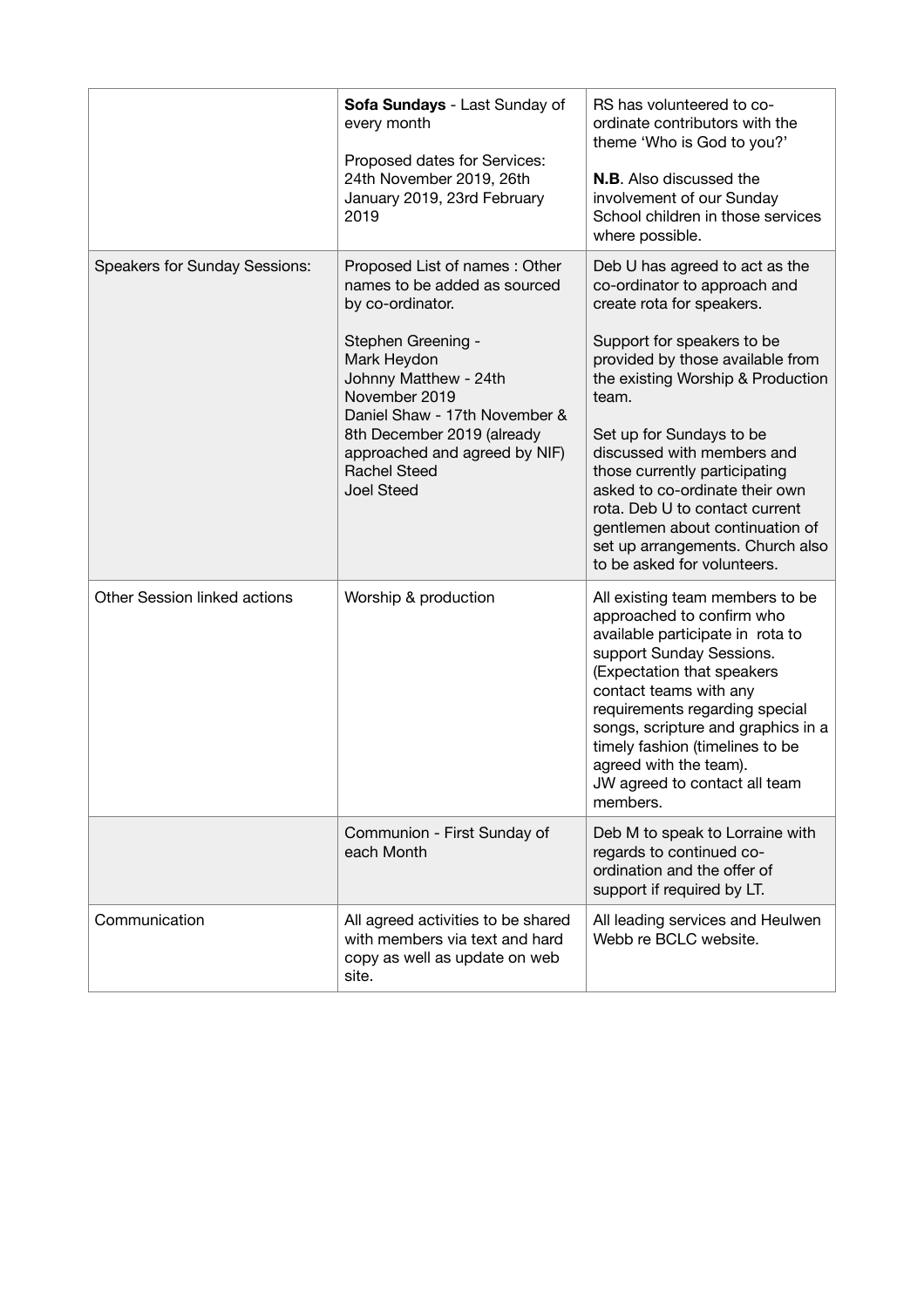| | | |
|---|---|---|
| | **Sofa Sundays** - Last Sunday of every month<br><br>Proposed dates for Services: 24th November 2019, 26th January 2019, 23rd February 2019 | RS has volunteered to co-ordinate contributors with the theme 'Who is God to you?'<br><br>**N.B**. Also discussed the involvement of our Sunday School children in those services where possible. |
| Speakers for Sunday Sessions: | Proposed List of names : Other names to be added as sourced by co-ordinator.<br><br>Stephen Greening -<br>Mark Heydon<br>Johnny Matthew - 24th November 2019<br>Daniel Shaw - 17th November & 8th December 2019 (already approached and agreed by NIF)<br>Rachel Steed<br>Joel Steed | Deb U has agreed to act as the co-ordinator to approach and create rota for speakers.<br><br>Support for speakers to be provided by those available from the existing Worship & Production team.<br><br>Set up for Sundays to be discussed with members and those currently participating asked to co-ordinate their own rota. Deb U to contact current gentlemen about continuation of set up arrangements. Church also to be asked for volunteers. |
| Other Session linked actions | Worship & production | All existing team members to be approached to confirm who available participate in rota to support Sunday Sessions. (Expectation that speakers contact teams with any requirements regarding special songs, scripture and graphics in a timely fashion (timelines to be agreed with the team).<br>JW agreed to contact all team members. |
| | Communion - First Sunday of each Month | Deb M to speak to Lorraine with regards to continued co-ordination and the offer of support if required by LT. |
| Communication | All agreed activities to be shared with members via text and hard copy as well as update on web site. | All leading services and Heulwen Webb re BCLC website. |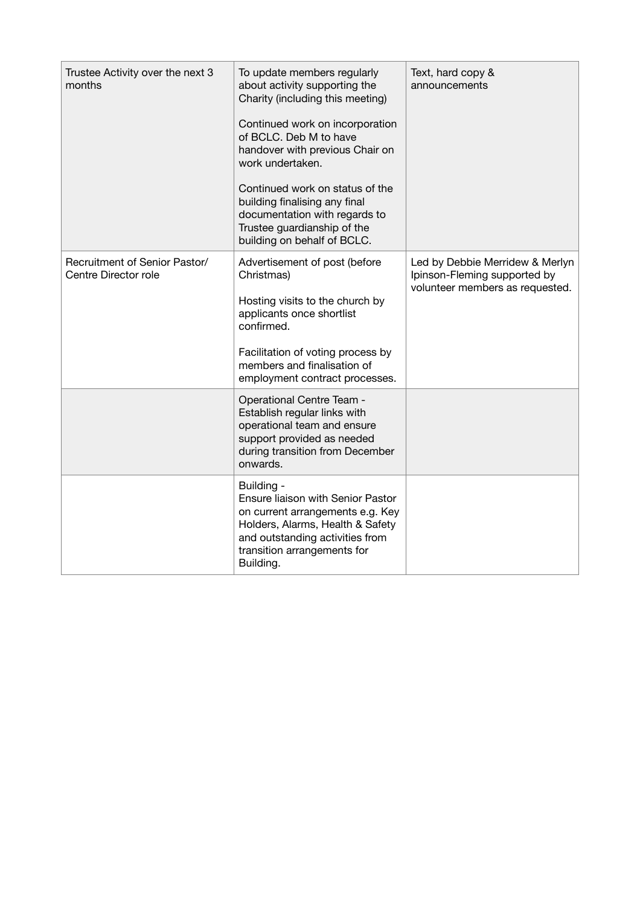| | | |
|---|---|---|
| Trustee Activity over the next 3 months | To update members regularly about activity supporting the Charity (including this meeting)<br><br>Continued work on incorporation of BCLC. Deb M to have handover with previous Chair on work undertaken.<br><br>Continued work on status of the building finalising any final documentation with regards to Trustee guardianship of the building on behalf of BCLC. | Text, hard copy & announcements |
| Recruitment of Senior Pastor/ Centre Director role | Advertisement of post (before Christmas)<br><br>Hosting visits to the church by applicants once shortlist confirmed.<br><br>Facilitation of voting process by members and finalisation of employment contract processes. | Led by Debbie Merridew & Merlyn Ipinson-Fleming supported by volunteer members as requested. |
| | Operational Centre Team - Establish regular links with operational team and ensure support provided as needed during transition from December onwards. | |
| | Building - Ensure liaison with Senior Pastor on current arrangements e.g. Key Holders, Alarms, Health & Safety and outstanding activities from transition arrangements for Building. | |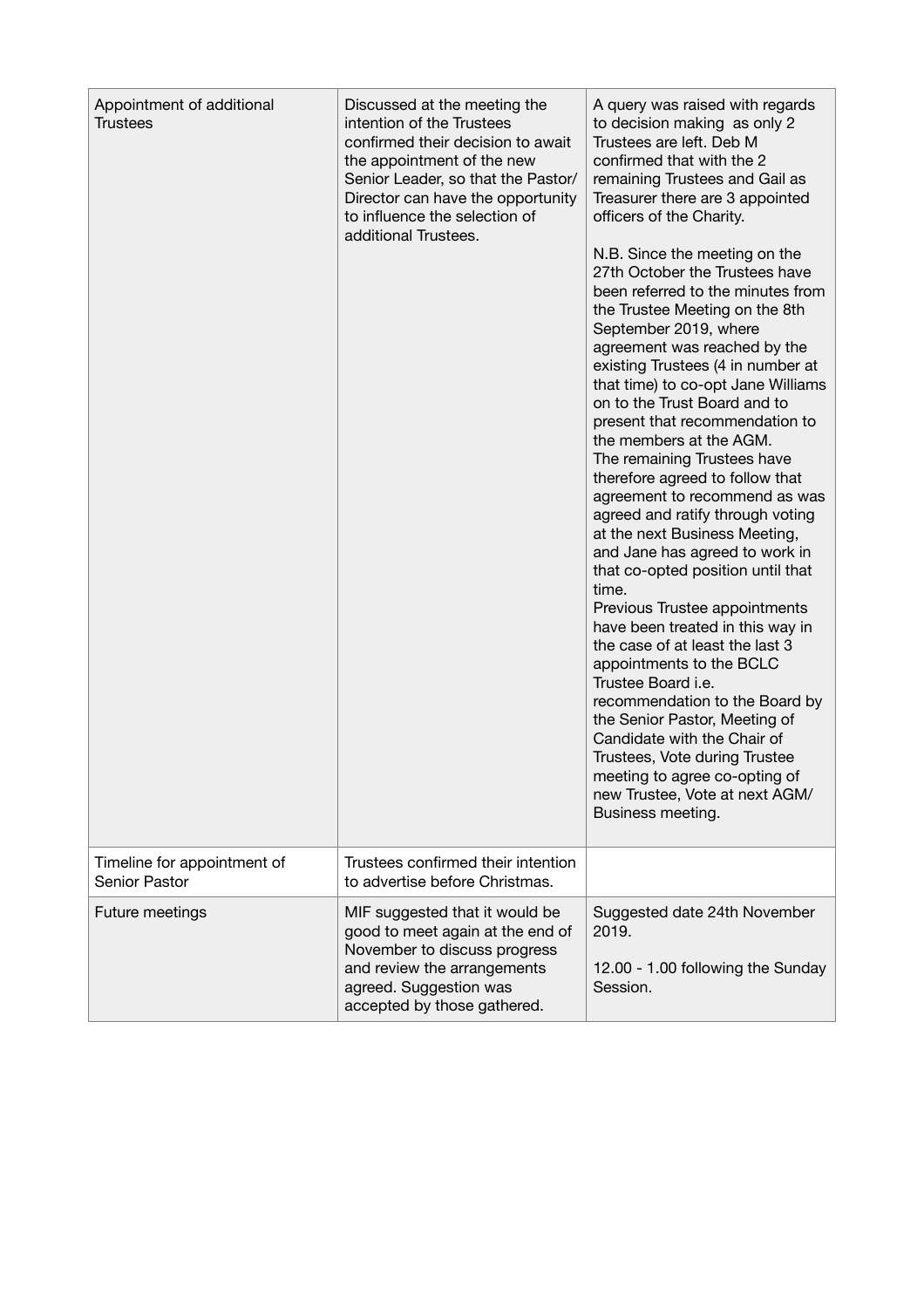| | | |
|---|---|---|
| Appointment of additional Trustees | Discussed at the meeting the intention of the Trustees confirmed their decision to await the appointment of the new Senior Leader, so that the Pastor/ Director can have the opportunity to influence the selection of additional Trustees. | A query was raised with regards to decision making as only 2 Trustees are left. Deb M confirmed that with the 2 remaining Trustees and Gail as Treasurer there are 3 appointed officers of the Charity.<br><br>N.B. Since the meeting on the 27th October the Trustees have been referred to the minutes from the Trustee Meeting on the 8th September 2019, where agreement was reached by the existing Trustees (4 in number at that time) to co-opt Jane Williams on to the Trust Board and to present that recommendation to the members at the AGM.<br>The remaining Trustees have therefore agreed to follow that agreement to recommend as was agreed and ratify through voting at the next Business Meeting, and Jane has agreed to work in that co-opted position until that time.<br>Previous Trustee appointments have been treated in this way in the case of at least the last 3 appointments to the BCLC Trustee Board i.e. recommendation to the Board by the Senior Pastor, Meeting of Candidate with the Chair of Trustees, Vote during Trustee meeting to agree co-opting of new Trustee, Vote at next AGM/ Business meeting. |
| Timeline for appointment of Senior Pastor | Trustees confirmed their intention to advertise before Christmas. | |
| Future meetings | MIF suggested that it would be good to meet again at the end of November to discuss progress and review the arrangements agreed. Suggestion was accepted by those gathered. | Suggested date 24th November 2019.<br><br>12.00 - 1.00 following the Sunday Session. |